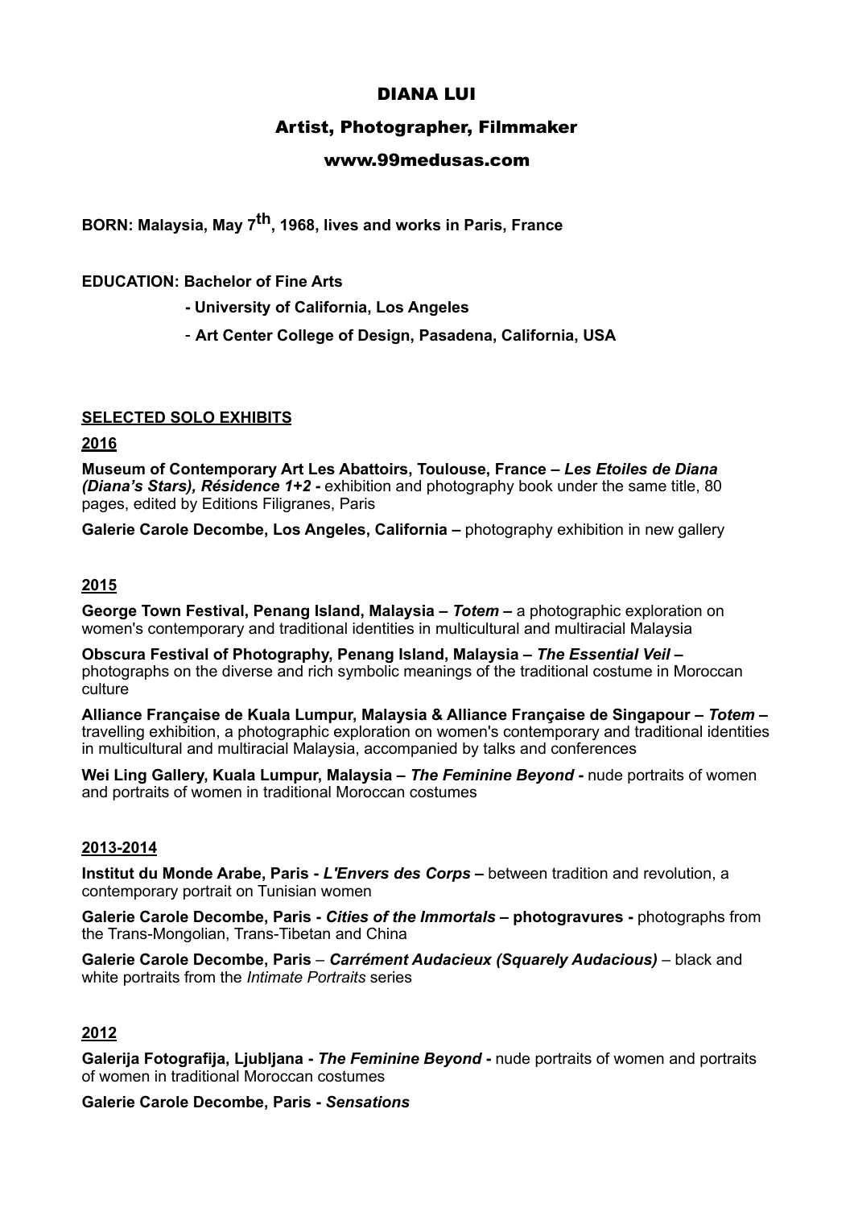# DIANA LUI

## Artist, Photographer, Filmmaker

## www.99medusas.com

**BORN: Malaysia, May 7th, 1968, lives and works in Paris, France**

**EDUCATION: Bachelor of Fine Arts**

- **University of California, Los Angeles**
- **Art Center College of Design, Pasadena, California, USA**

### SELECTED SOLO EXHIBITS

**2016**

**Museum of Contemporary Art Les Abattoirs, Toulouse, France – *Les Etoiles de Diana (Diana's Stars), Résidence 1+2* -** exhibition and photography book under the same title, 80 pages, edited by Editions Filigranes, Paris

**Galerie Carole Decombe, Los Angeles, California –** photography exhibition in new gallery

**2015**

**George Town Festival, Penang Island, Malaysia – *Totem* –** a photographic exploration on women's contemporary and traditional identities in multicultural and multiracial Malaysia

**Obscura Festival of Photography, Penang Island, Malaysia – *The Essential Veil* –** photographs on the diverse and rich symbolic meanings of the traditional costume in Moroccan culture

**Alliance Française de Kuala Lumpur, Malaysia & Alliance Française de Singapour – *Totem* –** travelling exhibition, a photographic exploration on women's contemporary and traditional identities in multicultural and multiracial Malaysia, accompanied by talks and conferences

**Wei Ling Gallery, Kuala Lumpur, Malaysia – *The Feminine Beyond* -** nude portraits of women and portraits of women in traditional Moroccan costumes

**2013-2014**

**Institut du Monde Arabe, Paris - *L'Envers des Corps* –** between tradition and revolution, a contemporary portrait on Tunisian women

**Galerie Carole Decombe, Paris - *Cities of the Immortals* – photogravures -** photographs from the Trans-Mongolian, Trans-Tibetan and China

**Galerie Carole Decombe, Paris** – ***Carrément Audacieux (Squarely Audacious)*** – black and white portraits from the *Intimate Portraits* series

**2012**

**Galerija Fotografija, Ljubljana - *The Feminine Beyond* -** nude portraits of women and portraits of women in traditional Moroccan costumes

**Galerie Carole Decombe, Paris - *Sensations***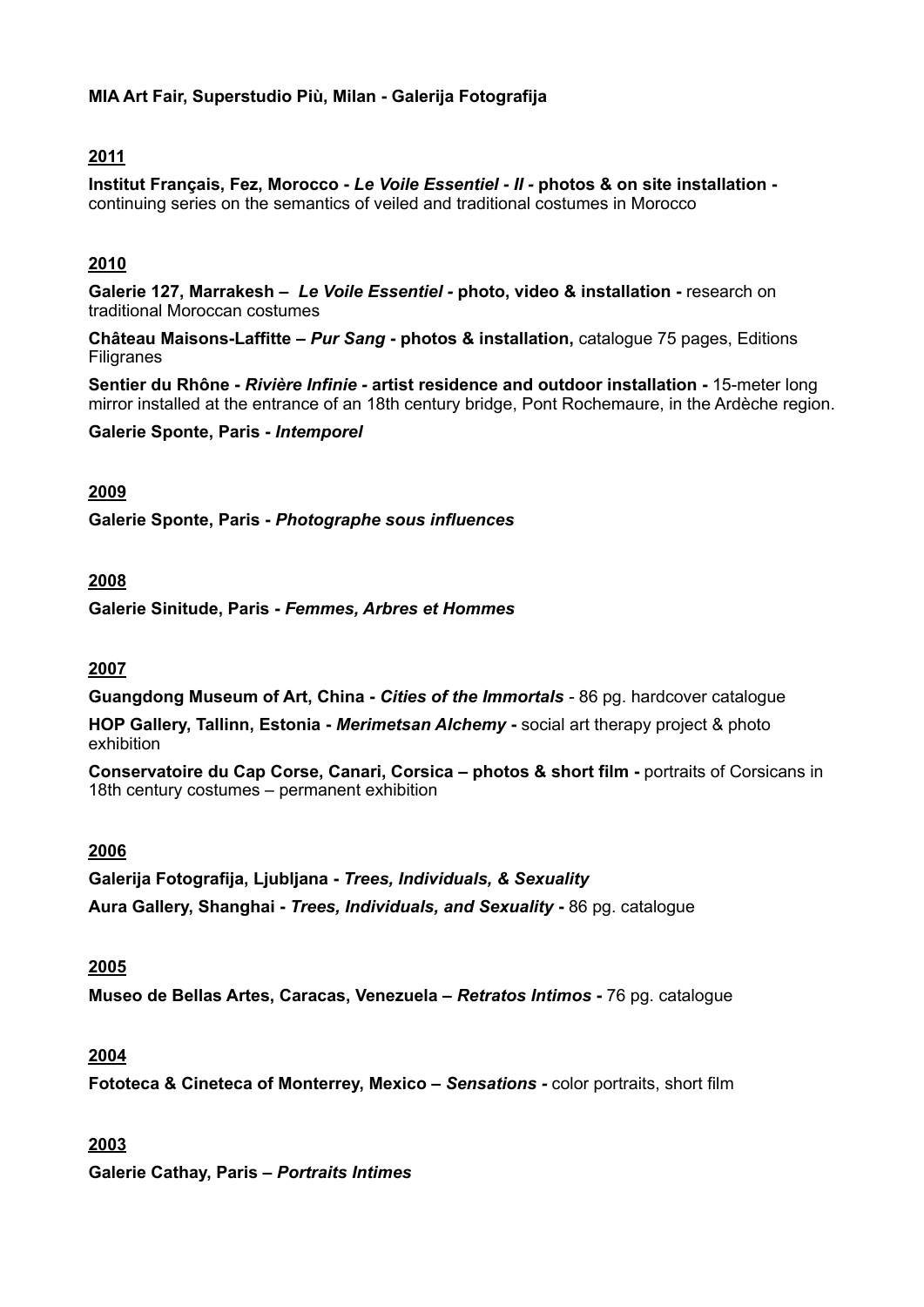**MIA Art Fair, Superstudio Più, Milan - Galerija Fotografija**

**2011**

**Institut Français, Fez, Morocco - *Le Voile Essentiel - II* - photos & on site installation -** continuing series on the semantics of veiled and traditional costumes in Morocco

**2010**

**Galerie 127, Marrakesh – *Le Voile Essentiel* - photo, video & installation -** research on traditional Moroccan costumes

**Château Maisons-Laffitte – *Pur Sang* - photos & installation,** catalogue 75 pages, Editions Filigranes

**Sentier du Rhône - *Rivière Infinie* - artist residence and outdoor installation -** 15-meter long mirror installed at the entrance of an 18th century bridge, Pont Rochemaure, in the Ardèche region.

**Galerie Sponte, Paris - *Intemporel***

**2009**

**Galerie Sponte, Paris - *Photographe sous influences***

**2008**

**Galerie Sinitude, Paris - *Femmes, Arbres et Hommes***

**2007**

**Guangdong Museum of Art, China - *Cities of the Immortals*** - 86 pg. hardcover catalogue

**HOP Gallery, Tallinn, Estonia - *Merimetsan Alchemy* -** social art therapy project & photo exhibition

**Conservatoire du Cap Corse, Canari, Corsica – photos & short film -** portraits of Corsicans in 18th century costumes – permanent exhibition

**2006**

**Galerija Fotografija, Ljubljana - *Trees, Individuals, & Sexuality***

**Aura Gallery, Shanghai - *Trees, Individuals, and Sexuality* -** 86 pg. catalogue

**2005**

**Museo de Bellas Artes, Caracas, Venezuela – *Retratos Intimos* -** 76 pg. catalogue

**2004**

**Fototeca & Cineteca of Monterrey, Mexico – *Sensations* -** color portraits, short film

**2003**

**Galerie Cathay, Paris – *Portraits Intimes***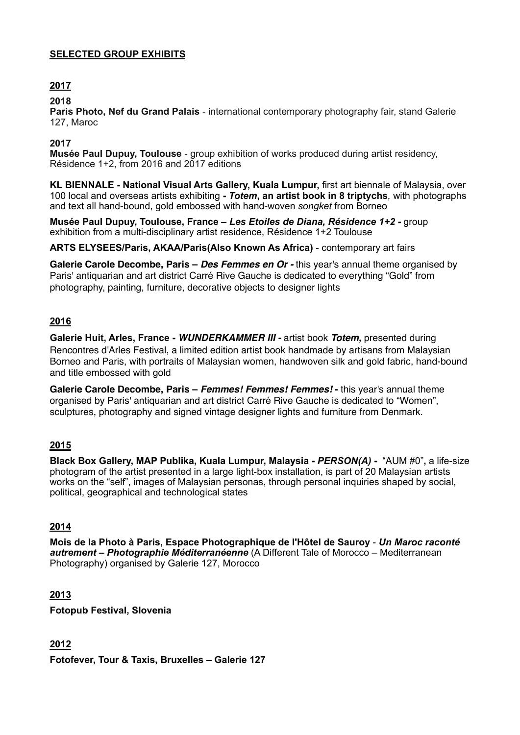## SELECTED GROUP EXHIBITS

### 2017

**2018**

**Paris Photo, Nef du Grand Palais** - international contemporary photography fair, stand Galerie 127, Maroc

**2017**

**Musée Paul Dupuy, Toulouse** - group exhibition of works produced during artist residency, Résidence 1+2, from 2016 and 2017 editions

**KL BIENNALE - National Visual Arts Gallery, Kuala Lumpur,** first art biennale of Malaysia, over 100 local and overseas artists exhibiting ***- Totem*, an artist book in 8 triptychs***,* with photographs and text all hand-bound, gold embossed with hand-woven *songket* from Borneo

**Musée Paul Dupuy, Toulouse, France –** ***Les Etoiles de Diana, Résidence 1+2 -*** group exhibition from a multi-disciplinary artist residence, Résidence 1+2 Toulouse

**ARTS ELYSEES/Paris, AKAA/Paris(Also Known As Africa)** - contemporary art fairs

**Galerie Carole Decombe, Paris –** ***Des Femmes en Or -*** this year's annual theme organised by Paris' antiquarian and art district Carré Rive Gauche is dedicated to everything "Gold" from photography, painting, furniture, decorative objects to designer lights

### 2016

**Galerie Huit, Arles, France -** ***WUNDERKAMMER III -*** artist book ***Totem,*** presented during Rencontres d'Arles Festival, a limited edition artist book handmade by artisans from Malaysian Borneo and Paris, with portraits of Malaysian women, handwoven silk and gold fabric, hand-bound and title embossed with gold

**Galerie Carole Decombe, Paris –** ***Femmes! Femmes! Femmes! -*** this year's annual theme organised by Paris' antiquarian and art district Carré Rive Gauche is dedicated to "Women", sculptures, photography and signed vintage designer lights and furniture from Denmark.

### 2015

**Black Box Gallery, MAP Publika, Kuala Lumpur, Malaysia -** ***PERSON(A)*** **-** "AUM #0"**,** a life-size photogram of the artist presented in a large light-box installation, is part of 20 Malaysian artists works on the "self", images of Malaysian personas, through personal inquiries shaped by social, political, geographical and technological states

### 2014

**Mois de la Photo à Paris, Espace Photographique de l'Hôtel de Sauroy** - ***Un Maroc raconté autrement – Photographie Méditerranéenne*** (A Different Tale of Morocco – Mediterranean Photography) organised by Galerie 127, Morocco

### 2013

**Fotopub Festival, Slovenia**

### 2012

**Fotofever, Tour & Taxis, Bruxelles – Galerie 127**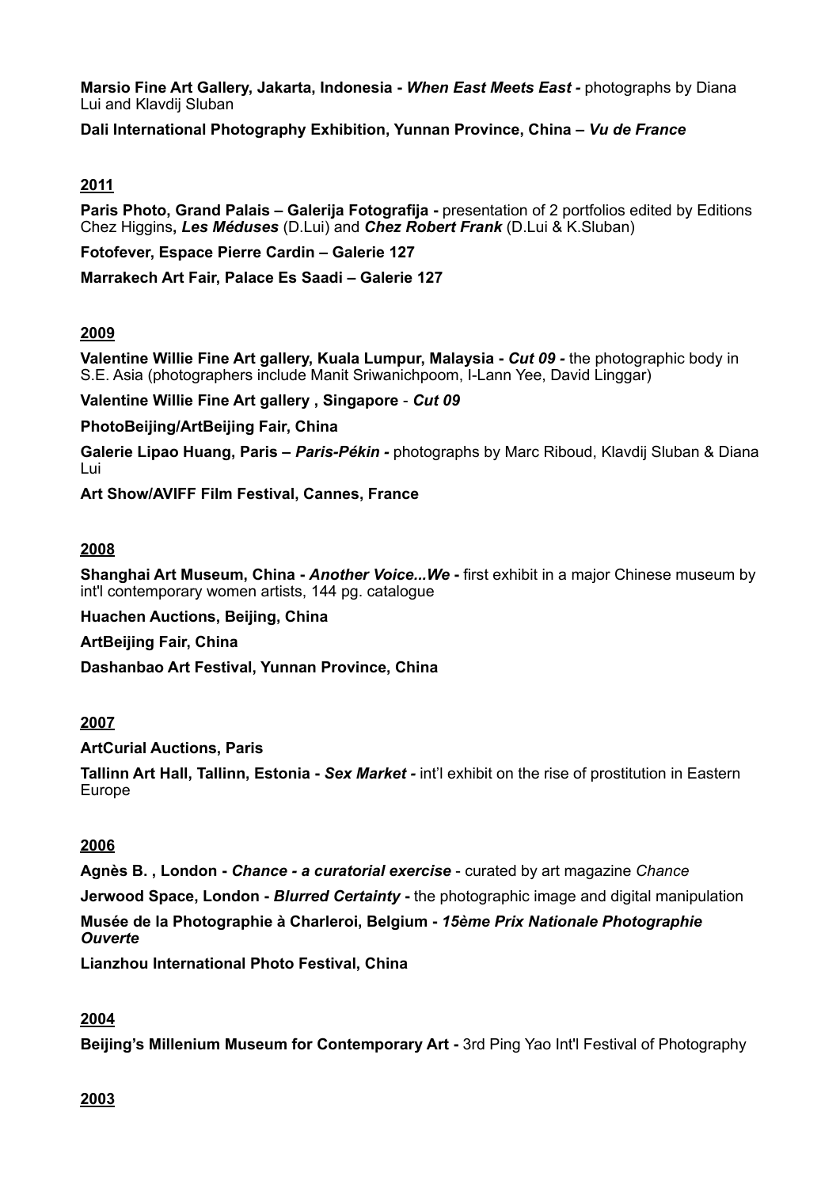**Marsio Fine Art Gallery, Jakarta, Indonesia -** ***When East Meets East -*** photographs by Diana Lui and Klavdij Sluban

**Dali International Photography Exhibition, Yunnan Province, China –** ***Vu de France***

## 2011

**Paris Photo, Grand Palais – Galerija Fotografija -** presentation of 2 portfolios edited by Editions Chez Higgins**,** ***Les Méduses*** (D.Lui) and ***Chez Robert Frank*** (D.Lui & K.Sluban)

**Fotofever, Espace Pierre Cardin – Galerie 127**

**Marrakech Art Fair, Palace Es Saadi – Galerie 127**

## 2009

**Valentine Willie Fine Art gallery, Kuala Lumpur, Malaysia -** ***Cut 09 -*** the photographic body in S.E. Asia (photographers include Manit Sriwanichpoom, I-Lann Yee, David Linggar)

**Valentine Willie Fine Art gallery , Singapore** - ***Cut 09***

**PhotoBeijing/ArtBeijing Fair, China**

**Galerie Lipao Huang, Paris –** ***Paris-Pékin -*** photographs by Marc Riboud, Klavdij Sluban & Diana Lui

**Art Show/AVIFF Film Festival, Cannes, France**

## 2008

**Shanghai Art Museum, China -** ***Another Voice...We -*** first exhibit in a major Chinese museum by int'l contemporary women artists, 144 pg. catalogue

**Huachen Auctions, Beijing, China**

**ArtBeijing Fair, China**

**Dashanbao Art Festival, Yunnan Province, China**

## 2007

**ArtCurial Auctions, Paris**

**Tallinn Art Hall, Tallinn, Estonia -** ***Sex Market -*** int'l exhibit on the rise of prostitution in Eastern Europe

## 2006

**Agnès B. , London -** ***Chance - a curatorial exercise*** - curated by art magazine *Chance*

**Jerwood Space, London -** ***Blurred Certainty -*** the photographic image and digital manipulation

**Musée de la Photographie à Charleroi, Belgium -** ***15ème Prix Nationale Photographie Ouverte***

**Lianzhou International Photo Festival, China**

## 2004

**Beijing's Millenium Museum for Contemporary Art -** 3rd Ping Yao Int'l Festival of Photography

## 2003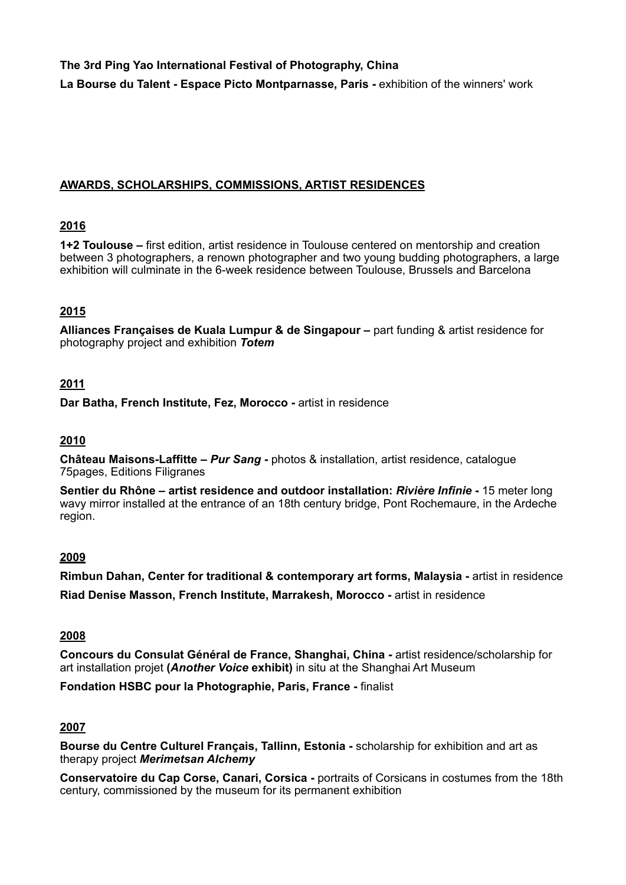**The 3rd Ping Yao International Festival of Photography, China**

**La Bourse du Talent - Espace Picto Montparnasse, Paris -** exhibition of the winners' work

## AWARDS, SCHOLARSHIPS, COMMISSIONS, ARTIST RESIDENCES

### 2016

**1+2 Toulouse –** first edition, artist residence in Toulouse centered on mentorship and creation between 3 photographers, a renown photographer and two young budding photographers, a large exhibition will culminate in the 6-week residence between Toulouse, Brussels and Barcelona

### 2015

**Alliances Françaises de Kuala Lumpur & de Singapour –** part funding & artist residence for photography project and exhibition ***Totem***

### 2011

**Dar Batha, French Institute, Fez, Morocco -** artist in residence

### 2010

**Château Maisons-Laffitte – *Pur Sang* -** photos & installation, artist residence, catalogue 75pages, Editions Filigranes

**Sentier du Rhône – artist residence and outdoor installation: *Rivière Infinie* -** 15 meter long wavy mirror installed at the entrance of an 18th century bridge, Pont Rochemaure, in the Ardeche region.

### 2009

**Rimbun Dahan, Center for traditional & contemporary art forms, Malaysia -** artist in residence

**Riad Denise Masson, French Institute, Marrakesh, Morocco -** artist in residence

### 2008

**Concours du Consulat Général de France, Shanghai, China -** artist residence/scholarship for art installation projet **(*Another Voice* exhibit)** in situ at the Shanghai Art Museum

**Fondation HSBC pour la Photographie, Paris, France -** finalist

### 2007

**Bourse du Centre Culturel Français, Tallinn, Estonia -** scholarship for exhibition and art as therapy project ***Merimetsan Alchemy***

**Conservatoire du Cap Corse, Canari, Corsica -** portraits of Corsicans in costumes from the 18th century, commissioned by the museum for its permanent exhibition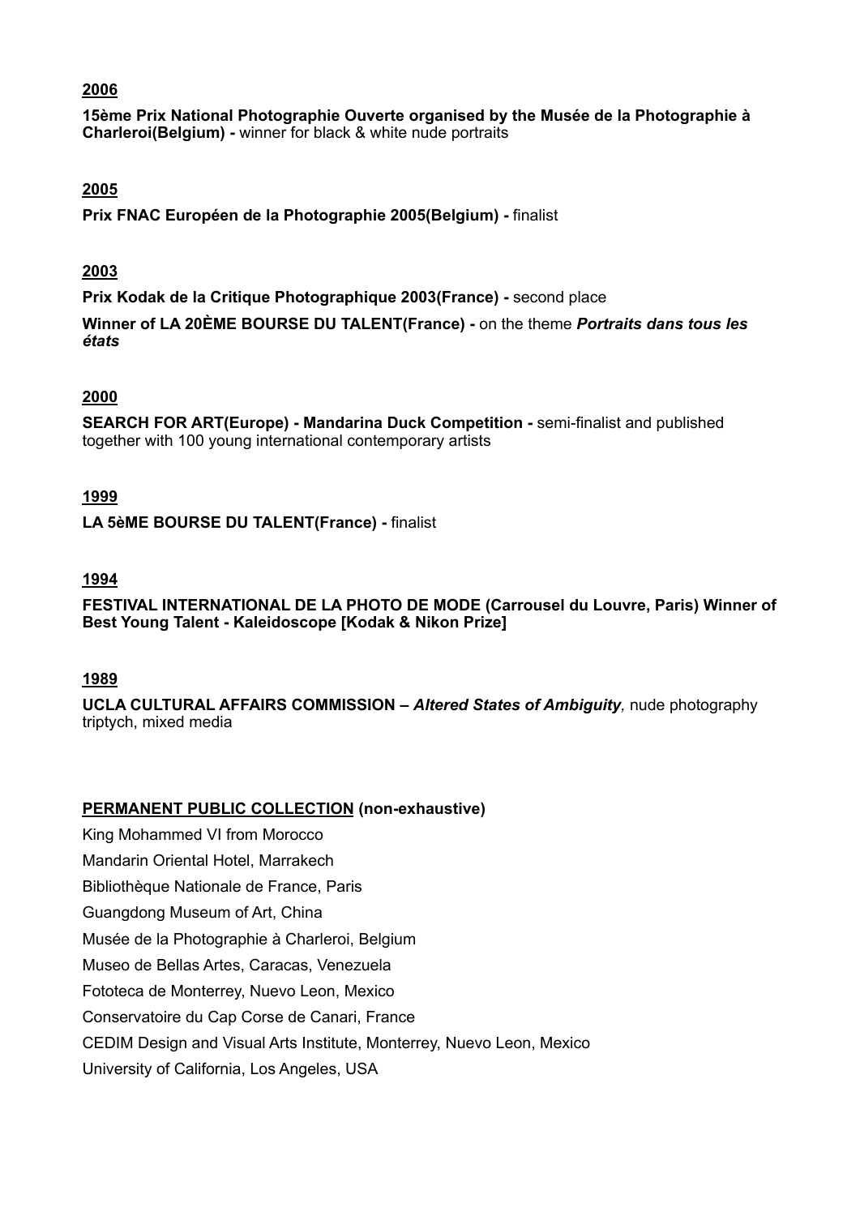**<u>2006</u>**

**15ème Prix National Photographie Ouverte organised by the Musée de la Photographie à Charleroi(Belgium) -** winner for black & white nude portraits

**<u>2005</u>**

**Prix FNAC Européen de la Photographie 2005(Belgium) -** finalist

**<u>2003</u>**

**Prix Kodak de la Critique Photographique 2003(France) -** second place

**Winner of LA 20ÈME BOURSE DU TALENT(France) -** on the theme ***Portraits dans tous les états***

**<u>2000</u>**

**SEARCH FOR ART(Europe) - Mandarina Duck Competition -** semi-finalist and published together with 100 young international contemporary artists

**<u>1999</u>**

**LA 5èME BOURSE DU TALENT(France) -** finalist

**<u>1994</u>**

**FESTIVAL INTERNATIONAL DE LA PHOTO DE MODE (Carrousel du Louvre, Paris) Winner of Best Young Talent - Kaleidoscope [Kodak & Nikon Prize]**

**<u>1989</u>**

**UCLA CULTURAL AFFAIRS COMMISSION –** ***Altered States of Ambiguity,*** nude photography triptych, mixed media

**<u>PERMANENT PUBLIC COLLECTION</u> (non-exhaustive)**

King Mohammed VI from Morocco

Mandarin Oriental Hotel, Marrakech

Bibliothèque Nationale de France, Paris

Guangdong Museum of Art, China

Musée de la Photographie à Charleroi, Belgium

Museo de Bellas Artes, Caracas, Venezuela

Fototeca de Monterrey, Nuevo Leon, Mexico

Conservatoire du Cap Corse de Canari, France

CEDIM Design and Visual Arts Institute, Monterrey, Nuevo Leon, Mexico

University of California, Los Angeles, USA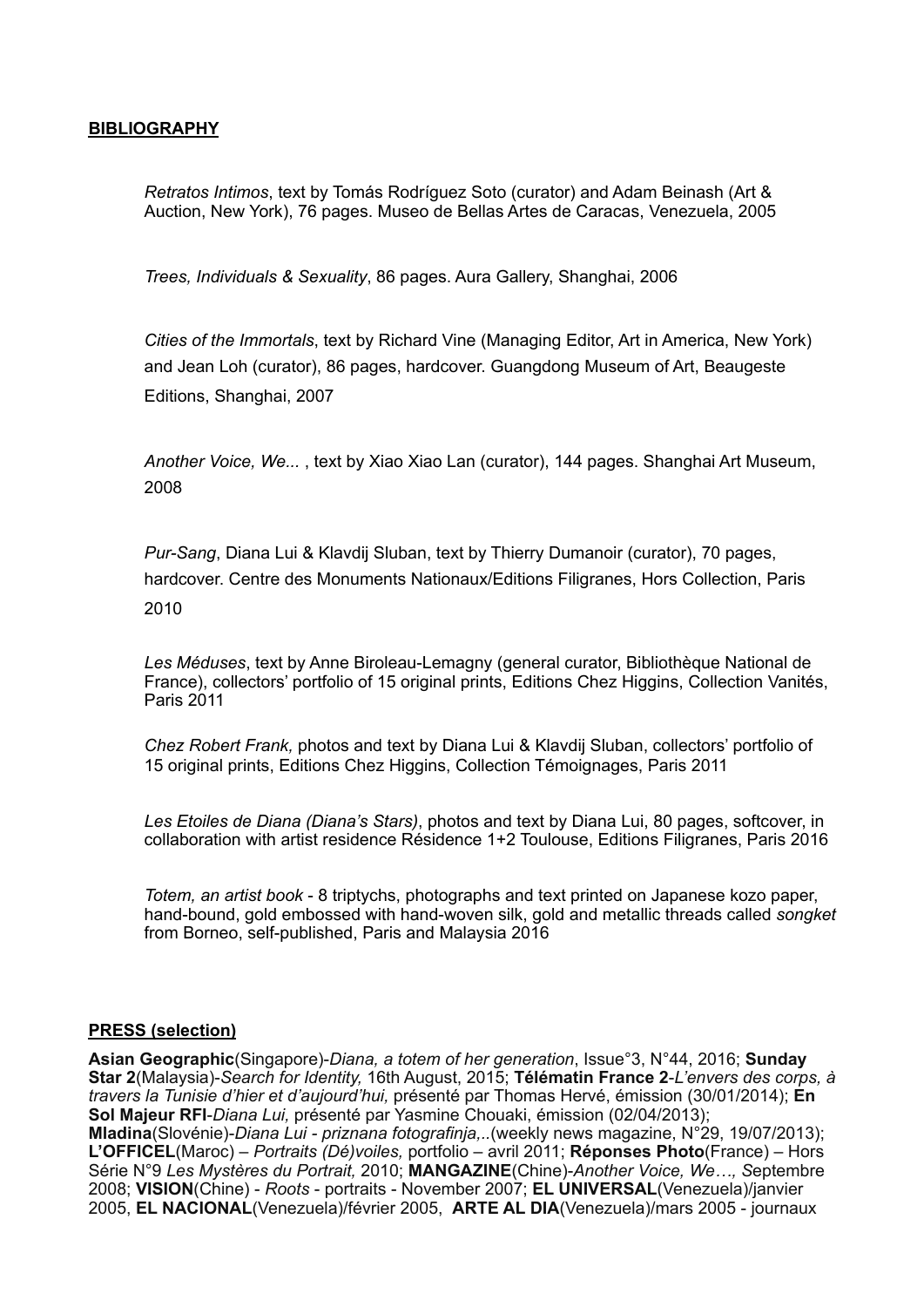## BIBLIOGRAPHY

*Retratos Intimos*, text by Tomás Rodríguez Soto (curator) and Adam Beinash (Art & Auction, New York), 76 pages. Museo de Bellas Artes de Caracas, Venezuela, 2005

*Trees, Individuals & Sexuality*, 86 pages. Aura Gallery, Shanghai, 2006

*Cities of the Immortals*, text by Richard Vine (Managing Editor, Art in America, New York) and Jean Loh (curator), 86 pages, hardcover. Guangdong Museum of Art, Beaugeste Editions, Shanghai, 2007

*Another Voice, We...* , text by Xiao Xiao Lan (curator), 144 pages. Shanghai Art Museum, 2008

*Pur-Sang*, Diana Lui & Klavdij Sluban, text by Thierry Dumanoir (curator), 70 pages, hardcover. Centre des Monuments Nationaux/Editions Filigranes, Hors Collection, Paris 2010

*Les Méduses*, text by Anne Biroleau-Lemagny (general curator, Bibliothèque National de France), collectors' portfolio of 15 original prints, Editions Chez Higgins, Collection Vanités, Paris 2011

*Chez Robert Frank,* photos and text by Diana Lui & Klavdij Sluban, collectors' portfolio of 15 original prints, Editions Chez Higgins, Collection Témoignages, Paris 2011

*Les Etoiles de Diana (Diana's Stars)*, photos and text by Diana Lui, 80 pages, softcover, in collaboration with artist residence Résidence 1+2 Toulouse, Editions Filigranes, Paris 2016

*Totem, an artist book* - 8 triptychs, photographs and text printed on Japanese kozo paper, hand-bound, gold embossed with hand-woven silk, gold and metallic threads called *songket* from Borneo, self-published, Paris and Malaysia 2016

## PRESS (selection)

**Asian Geographic**(Singapore)-*Diana, a totem of her generation*, Issue°3, N°44, 2016; **Sunday Star 2**(Malaysia)-*Search for Identity,* 16th August, 2015; **Télématin France 2**-*L'envers des corps, à travers la Tunisie d'hier et d'aujourd'hui,* présenté par Thomas Hervé, émission (30/01/2014); **En Sol Majeur RFI**-*Diana Lui,* présenté par Yasmine Chouaki, émission (02/04/2013); **Mladina**(Slovénie)-*Diana Lui - priznana fotografinja,..*(weekly news magazine, N°29, 19/07/2013); **L'OFFICEL**(Maroc) – *Portraits (Dé)voiles,* portfolio – avril 2011; **Réponses Photo**(France) – Hors Série N°9 *Les Mystères du Portrait,* 2010; **MANGAZINE**(Chine)-*Another Voice, We…, S*eptembre 2008; **VISION**(Chine) - *Roots* - portraits - November 2007; **EL UNIVERSAL**(Venezuela)/janvier 2005, **EL NACIONAL**(Venezuela)/février 2005, **ARTE AL DIA**(Venezuela)/mars 2005 - journaux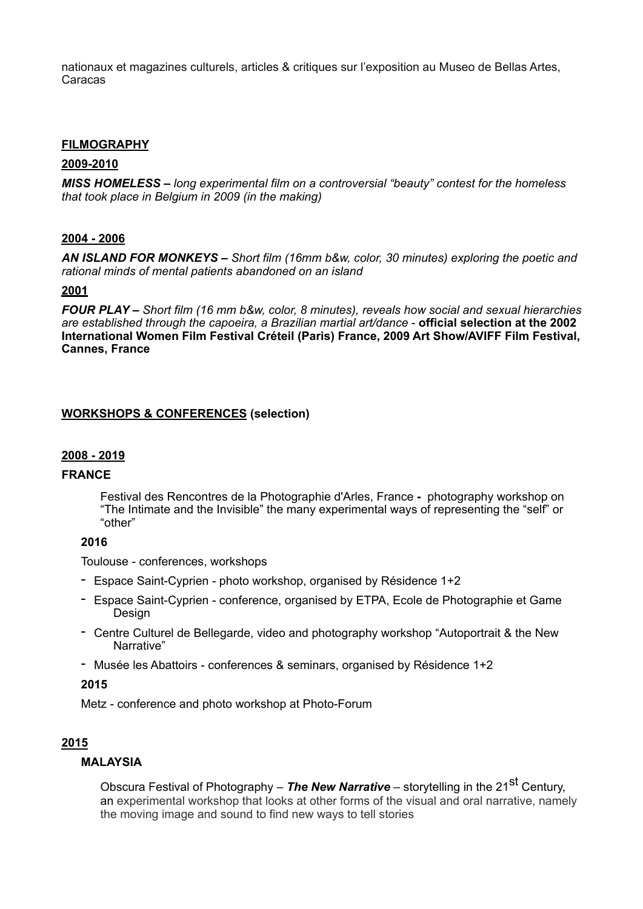nationaux et magazines culturels, articles & critiques sur l'exposition au Museo de Bellas Artes, Caracas

## FILMOGRAPHY

**2009-2010**

***MISS HOMELESS –*** *long experimental film on a controversial "beauty" contest for the homeless that took place in Belgium in 2009 (in the making)*

**2004 - 2006**

***AN ISLAND FOR MONKEYS –*** *Short film (16mm b&w, color, 30 minutes) exploring the poetic and rational minds of mental patients abandoned on an island*

**2001**

***FOUR PLAY –*** *Short film (16 mm b&w, color, 8 minutes), reveals how social and sexual hierarchies are established through the capoeira, a Brazilian martial art/dance* - **official selection at the 2002 International Women Film Festival Créteil (Paris) France, 2009 Art Show/AVIFF Film Festival, Cannes, France**

## WORKSHOPS & CONFERENCES (selection)

**2008 - 2019**

**FRANCE**

Festival des Rencontres de la Photographie d'Arles, France **-** photography workshop on "The Intimate and the Invisible" the many experimental ways of representing the "self" or "other"

**2016**

Toulouse - conferences, workshops

- Espace Saint-Cyprien - photo workshop, organised by Résidence 1+2
- Espace Saint-Cyprien - conference, organised by ETPA, Ecole de Photographie et Game Design
- Centre Culturel de Bellegarde, video and photography workshop "Autoportrait & the New Narrative"
- Musée les Abattoirs - conferences & seminars, organised by Résidence 1+2

**2015**

Metz - conference and photo workshop at Photo-Forum

**2015**

**MALAYSIA**

Obscura Festival of Photography – ***The New Narrative*** – storytelling in the 21st Century, an experimental workshop that looks at other forms of the visual and oral narrative, namely the moving image and sound to find new ways to tell stories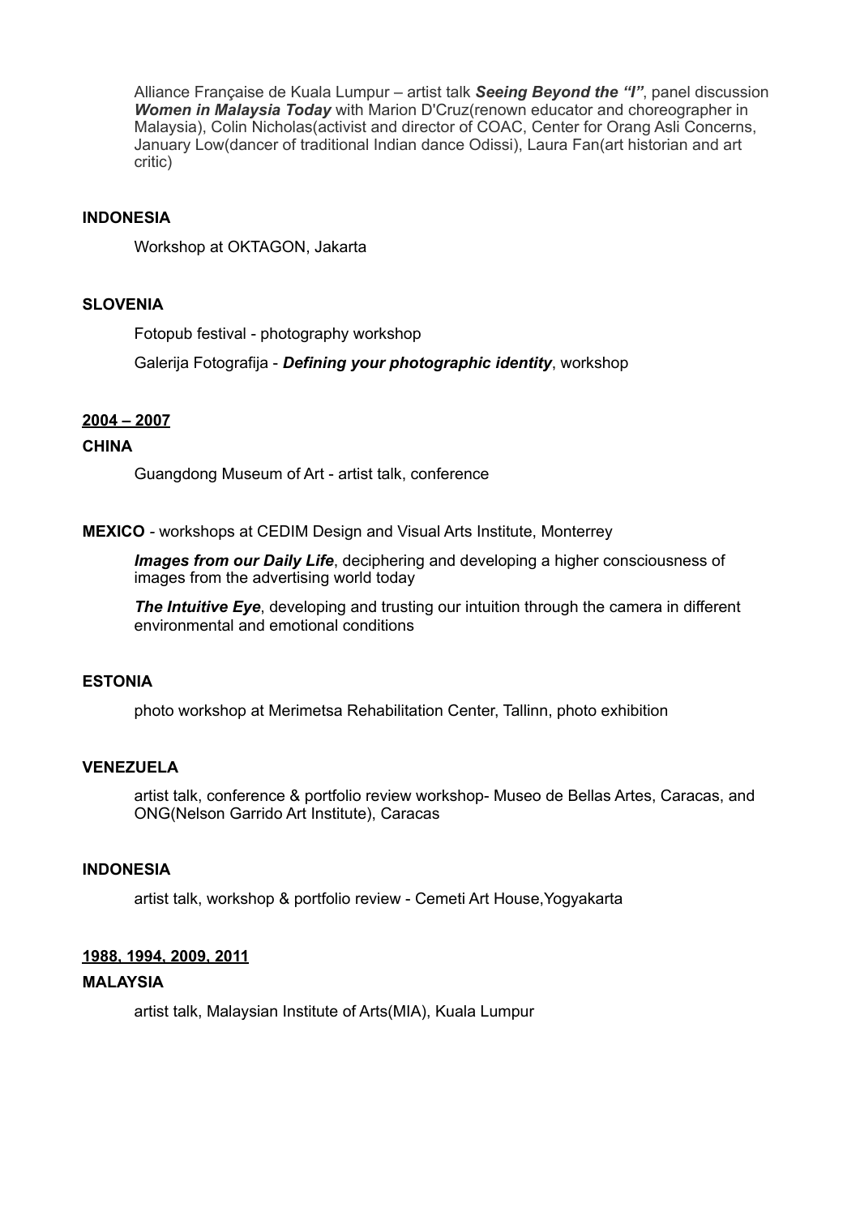Alliance Française de Kuala Lumpur – artist talk ***Seeing Beyond the "I"***, panel discussion ***Women in Malaysia Today*** with Marion D'Cruz(renown educator and choreographer in Malaysia), Colin Nicholas(activist and director of COAC, Center for Orang Asli Concerns, January Low(dancer of traditional Indian dance Odissi), Laura Fan(art historian and art critic)

**INDONESIA**

Workshop at OKTAGON, Jakarta

**SLOVENIA**

Fotopub festival - photography workshop

Galerija Fotografija - ***Defining your photographic identity***, workshop

**2004 – 2007**

**CHINA**

Guangdong Museum of Art - artist talk, conference

**MEXICO** - workshops at CEDIM Design and Visual Arts Institute, Monterrey

***Images from our Daily Life***, deciphering and developing a higher consciousness of images from the advertising world today

***The Intuitive Eye***, developing and trusting our intuition through the camera in different environmental and emotional conditions

**ESTONIA**

photo workshop at Merimetsa Rehabilitation Center, Tallinn, photo exhibition

**VENEZUELA**

artist talk, conference & portfolio review workshop- Museo de Bellas Artes, Caracas, and ONG(Nelson Garrido Art Institute), Caracas

**INDONESIA**

artist talk, workshop & portfolio review - Cemeti Art House,Yogyakarta

**1988, 1994, 2009, 2011**

**MALAYSIA**

artist talk, Malaysian Institute of Arts(MIA), Kuala Lumpur